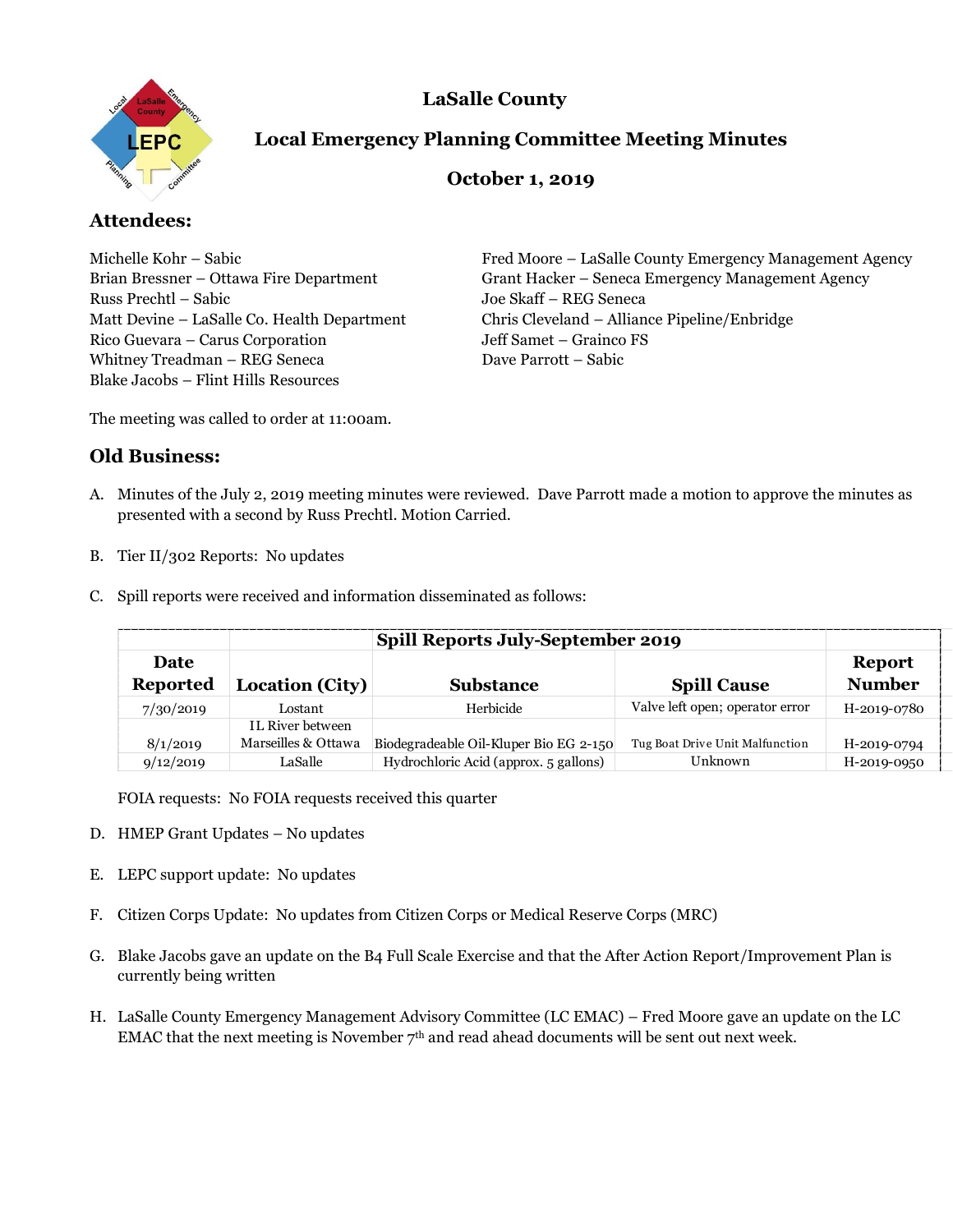# LaSalle County

## Local Emergency Planning Committee Meeting Minutes

### October 1, 2019

## Attendees:

Michelle Kohr – Sabic
Brian Bressner – Ottawa Fire Department
Russ Prechtl – Sabic
Matt Devine – LaSalle Co. Health Department
Rico Guevara – Carus Corporation
Whitney Treadman – REG Seneca
Blake Jacobs – Flint Hills Resources
Fred Moore – LaSalle County Emergency Management Agency
Grant Hacker – Seneca Emergency Management Agency
Joe Skaff – REG Seneca
Chris Cleveland – Alliance Pipeline/Enbridge
Jeff Samet – Grainco FS
Dave Parrott – Sabic

The meeting was called to order at 11:00am.

## Old Business:

A. Minutes of the July 2, 2019 meeting minutes were reviewed. Dave Parrott made a motion to approve the minutes as presented with a second by Russ Prechtl. Motion Carried.

B. Tier II/302 Reports: No updates

C. Spill reports were received and information disseminated as follows:

| | | Spill Reports July-September 2019 | | |
|---|---|---|---|---|
| **Date Reported** | **Location (City)** | **Substance** | **Spill Cause** | **Report Number** |
| 7/30/2019 | Lostant | Herbicide | Valve left open; operator error | H-2019-0780 |
| 8/1/2019 | IL River between Marseilles & Ottawa | Biodegradeable Oil-Kluper Bio EG 2-150 | Tug Boat Drive Unit Malfunction | H-2019-0794 |
| 9/12/2019 | LaSalle | Hydrochloric Acid (approx. 5 gallons) | Unknown | H-2019-0950 |

FOIA requests: No FOIA requests received this quarter

D. HMEP Grant Updates – No updates

E. LEPC support update: No updates

F. Citizen Corps Update: No updates from Citizen Corps or Medical Reserve Corps (MRC)

G. Blake Jacobs gave an update on the B4 Full Scale Exercise and that the After Action Report/Improvement Plan is currently being written

H. LaSalle County Emergency Management Advisory Committee (LC EMAC) – Fred Moore gave an update on the LC EMAC that the next meeting is November 7th and read ahead documents will be sent out next week.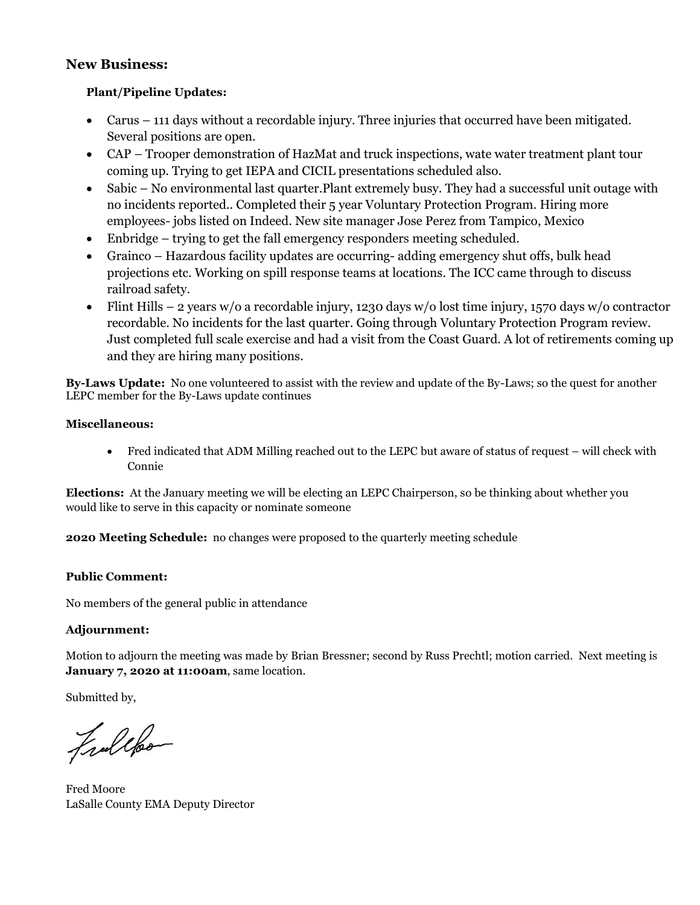## New Business:

### Plant/Pipeline Updates:

- Carus – 111 days without a recordable injury. Three injuries that occurred have been mitigated. Several positions are open.
- CAP – Trooper demonstration of HazMat and truck inspections, wate water treatment plant tour coming up. Trying to get IEPA and CICIL presentations scheduled also.
- Sabic – No environmental last quarter.Plant extremely busy. They had a successful unit outage with no incidents reported.. Completed their 5 year Voluntary Protection Program. Hiring more employees- jobs listed on Indeed. New site manager Jose Perez from Tampico, Mexico
- Enbridge – trying to get the fall emergency responders meeting scheduled.
- Grainco – Hazardous facility updates are occurring- adding emergency shut offs, bulk head projections etc. Working on spill response teams at locations. The ICC came through to discuss railroad safety.
- Flint Hills – 2 years w/o a recordable injury, 1230 days w/o lost time injury, 1570 days w/o contractor recordable. No incidents for the last quarter. Going through Voluntary Protection Program review. Just completed full scale exercise and had a visit from the Coast Guard. A lot of retirements coming up and they are hiring many positions.

**By-Laws Update:** No one volunteered to assist with the review and update of the By-Laws; so the quest for another LEPC member for the By-Laws update continues

**Miscellaneous:**

- Fred indicated that ADM Milling reached out to the LEPC but aware of status of request – will check with Connie

**Elections:** At the January meeting we will be electing an LEPC Chairperson, so be thinking about whether you would like to serve in this capacity or nominate someone

**2020 Meeting Schedule:** no changes were proposed to the quarterly meeting schedule

**Public Comment:**

No members of the general public in attendance

**Adjournment:**

Motion to adjourn the meeting was made by Brian Bressner; second by Russ Prechtl; motion carried. Next meeting is **January 7, 2020 at 11:00am**, same location.

Submitted by,

Fred Moore
LaSalle County EMA Deputy Director